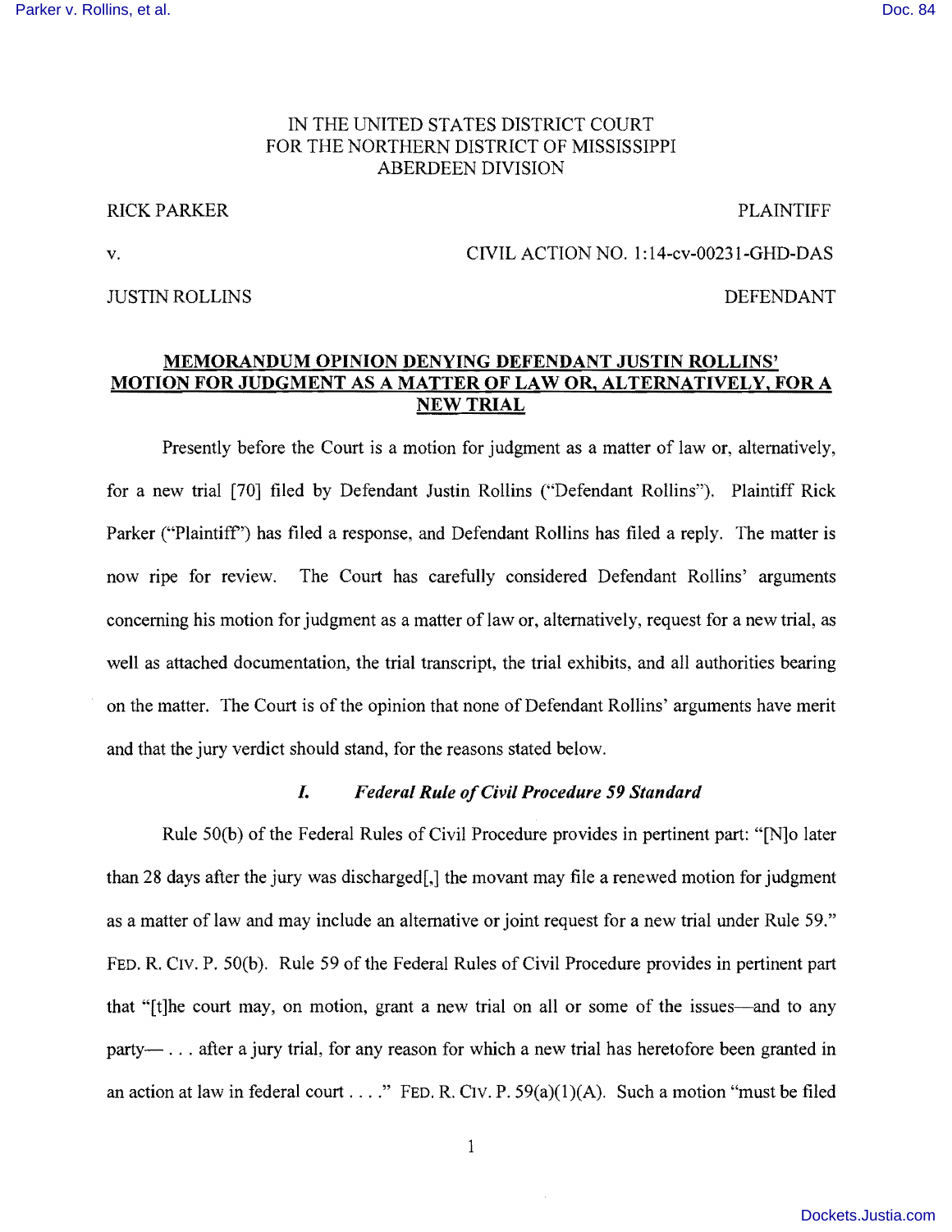IN THE UNITED STATES DISTRICT COURT
FOR THE NORTHERN DISTRICT OF MISSISSIPPI
ABERDEEN DIVISION

RICK PARKER PLAINTIFF

v. CIVIL ACTION NO. 1:14-cv-00231-GHD-DAS

JUSTIN ROLLINS DEFENDANT

**MEMORANDUM OPINION DENYING DEFENDANT JUSTIN ROLLINS' MOTION FOR JUDGMENT AS A MATTER OF LAW OR, ALTERNATIVELY, FOR A NEW TRIAL**

Presently before the Court is a motion for judgment as a matter of law or, alternatively, for a new trial [70] filed by Defendant Justin Rollins ("Defendant Rollins"). Plaintiff Rick Parker ("Plaintiff") has filed a response, and Defendant Rollins has filed a reply. The matter is now ripe for review. The Court has carefully considered Defendant Rollins' arguments concerning his motion for judgment as a matter of law or, alternatively, request for a new trial, as well as attached documentation, the trial transcript, the trial exhibits, and all authorities bearing on the matter. The Court is of the opinion that none of Defendant Rollins' arguments have merit and that the jury verdict should stand, for the reasons stated below.

## *I. Federal Rule of Civil Procedure 59 Standard*

Rule 50(b) of the Federal Rules of Civil Procedure provides in pertinent part: "[N]o later than 28 days after the jury was discharged[,] the movant may file a renewed motion for judgment as a matter of law and may include an alternative or joint request for a new trial under Rule 59." FED. R. CIV. P. 50(b). Rule 59 of the Federal Rules of Civil Procedure provides in pertinent part that "[t]he court may, on motion, grant a new trial on all or some of the issues—and to any party— . . . after a jury trial, for any reason for which a new trial has heretofore been granted in an action at law in federal court . . . ." FED. R. CIV. P. 59(a)(1)(A). Such a motion "must be filed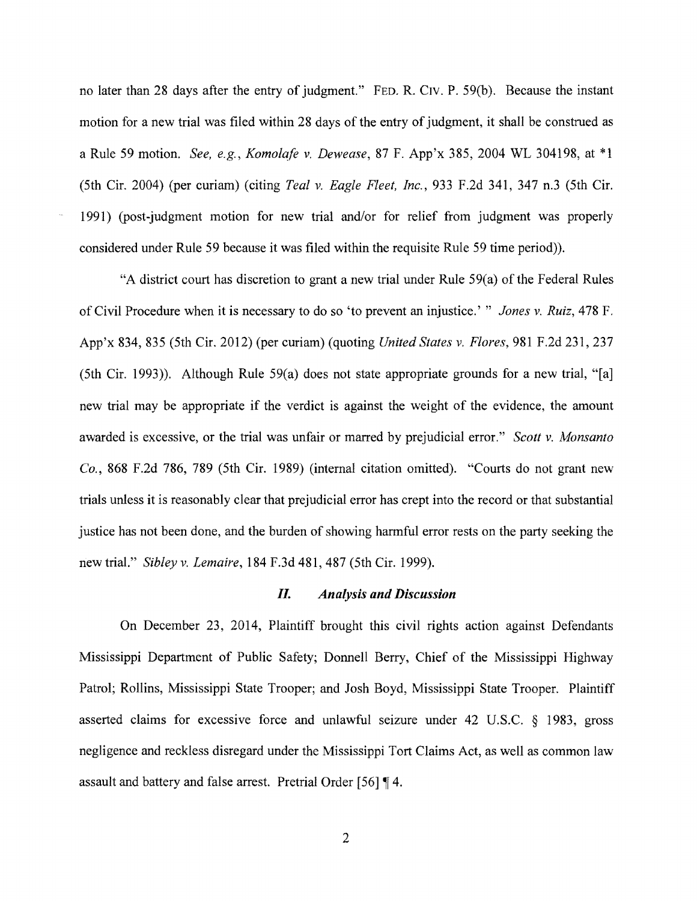no later than 28 days after the entry of judgment." FED. R. CIV. P. 59(b). Because the instant motion for a new trial was filed within 28 days of the entry of judgment, it shall be construed as a Rule 59 motion. *See, e.g.*, *Komolafe v. Dewease*, 87 F. App'x 385, 2004 WL 304198, at *1 (5th Cir. 2004) (per curiam) (citing *Teal v. Eagle Fleet, Inc.*, 933 F.2d 341, 347 n.3 (5th Cir. 1991) (post-judgment motion for new trial and/or for relief from judgment was properly considered under Rule 59 because it was filed within the requisite Rule 59 time period)).

"A district court has discretion to grant a new trial under Rule 59(a) of the Federal Rules of Civil Procedure when it is necessary to do so 'to prevent an injustice.' " *Jones v. Ruiz*, 478 F. App'x 834, 835 (5th Cir. 2012) (per curiam) (quoting *United States v. Flores*, 981 F.2d 231, 237 (5th Cir. 1993)). Although Rule 59(a) does not state appropriate grounds for a new trial, "[a] new trial may be appropriate if the verdict is against the weight of the evidence, the amount awarded is excessive, or the trial was unfair or marred by prejudicial error." *Scott v. Monsanto Co.*, 868 F.2d 786, 789 (5th Cir. 1989) (internal citation omitted). "Courts do not grant new trials unless it is reasonably clear that prejudicial error has crept into the record or that substantial justice has not been done, and the burden of showing harmful error rests on the party seeking the new trial." *Sibley v. Lemaire*, 184 F.3d 481, 487 (5th Cir. 1999).

### *II. Analysis and Discussion*

On December 23, 2014, Plaintiff brought this civil rights action against Defendants Mississippi Department of Public Safety; Donnell Berry, Chief of the Mississippi Highway Patrol; Rollins, Mississippi State Trooper; and Josh Boyd, Mississippi State Trooper. Plaintiff asserted claims for excessive force and unlawful seizure under 42 U.S.C. § 1983, gross negligence and reckless disregard under the Mississippi Tort Claims Act, as well as common law assault and battery and false arrest. Pretrial Order [56] ¶ 4.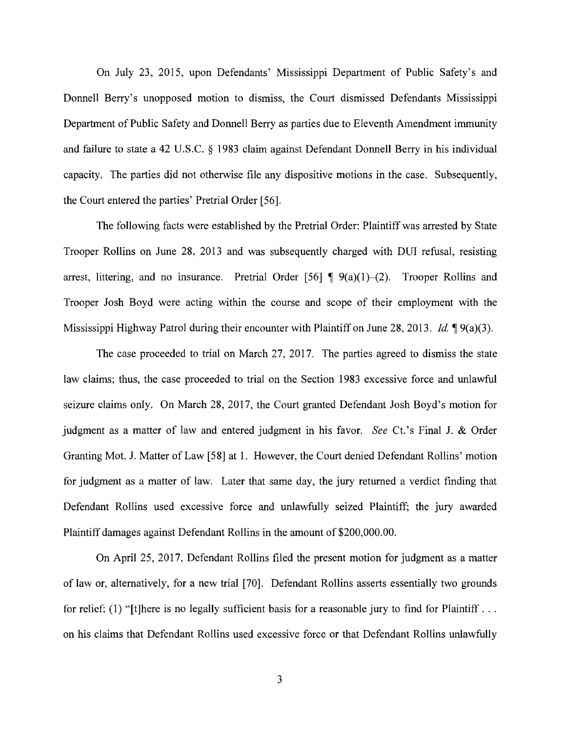On July 23, 2015, upon Defendants' Mississippi Department of Public Safety's and Donnell Berry's unopposed motion to dismiss, the Court dismissed Defendants Mississippi Department of Public Safety and Donnell Berry as parties due to Eleventh Amendment immunity and failure to state a 42 U.S.C. § 1983 claim against Defendant Donnell Berry in his individual capacity. The parties did not otherwise file any dispositive motions in the case. Subsequently, the Court entered the parties' Pretrial Order [56].

The following facts were established by the Pretrial Order: Plaintiff was arrested by State Trooper Rollins on June 28, 2013 and was subsequently charged with DUI refusal, resisting arrest, littering, and no insurance. Pretrial Order [56] ¶ 9(a)(1)–(2). Trooper Rollins and Trooper Josh Boyd were acting within the course and scope of their employment with the Mississippi Highway Patrol during their encounter with Plaintiff on June 28, 2013. *Id.* ¶ 9(a)(3).

The case proceeded to trial on March 27, 2017. The parties agreed to dismiss the state law claims; thus, the case proceeded to trial on the Section 1983 excessive force and unlawful seizure claims only. On March 28, 2017, the Court granted Defendant Josh Boyd's motion for judgment as a matter of law and entered judgment in his favor. *See* Ct.'s Final J. & Order Granting Mot. J. Matter of Law [58] at 1. However, the Court denied Defendant Rollins' motion for judgment as a matter of law. Later that same day, the jury returned a verdict finding that Defendant Rollins used excessive force and unlawfully seized Plaintiff; the jury awarded Plaintiff damages against Defendant Rollins in the amount of $200,000.00.

On April 25, 2017, Defendant Rollins filed the present motion for judgment as a matter of law or, alternatively, for a new trial [70]. Defendant Rollins asserts essentially two grounds for relief: (1) "[t]here is no legally sufficient basis for a reasonable jury to find for Plaintiff . . . on his claims that Defendant Rollins used excessive force or that Defendant Rollins unlawfully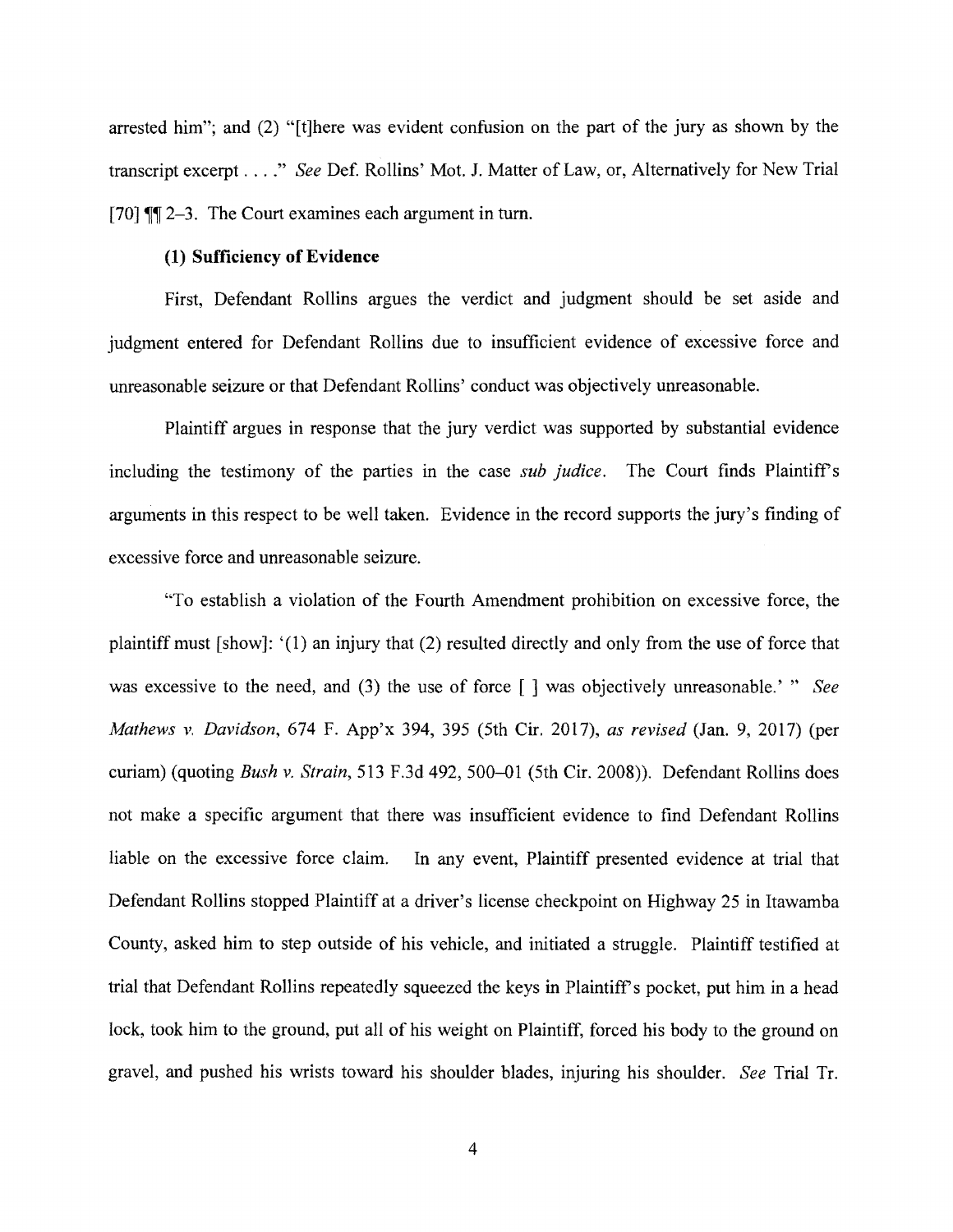arrested him"; and (2) "[t]here was evident confusion on the part of the jury as shown by the transcript excerpt . . . ." *See* Def. Rollins' Mot. J. Matter of Law, or, Alternatively for New Trial [70] ¶¶ 2–3. The Court examines each argument in turn.

### (1) Sufficiency of Evidence

First, Defendant Rollins argues the verdict and judgment should be set aside and judgment entered for Defendant Rollins due to insufficient evidence of excessive force and unreasonable seizure or that Defendant Rollins' conduct was objectively unreasonable.

Plaintiff argues in response that the jury verdict was supported by substantial evidence including the testimony of the parties in the case *sub judice*. The Court finds Plaintiff's arguments in this respect to be well taken. Evidence in the record supports the jury's finding of excessive force and unreasonable seizure.

"To establish a violation of the Fourth Amendment prohibition on excessive force, the plaintiff must [show]: '(1) an injury that (2) resulted directly and only from the use of force that was excessive to the need, and (3) the use of force [ ] was objectively unreasonable.' " *See Mathews v. Davidson*, 674 F. App'x 394, 395 (5th Cir. 2017), *as revised* (Jan. 9, 2017) (per curiam) (quoting *Bush v. Strain*, 513 F.3d 492, 500–01 (5th Cir. 2008)). Defendant Rollins does not make a specific argument that there was insufficient evidence to find Defendant Rollins liable on the excessive force claim. In any event, Plaintiff presented evidence at trial that Defendant Rollins stopped Plaintiff at a driver's license checkpoint on Highway 25 in Itawamba County, asked him to step outside of his vehicle, and initiated a struggle. Plaintiff testified at trial that Defendant Rollins repeatedly squeezed the keys in Plaintiff's pocket, put him in a head lock, took him to the ground, put all of his weight on Plaintiff, forced his body to the ground on gravel, and pushed his wrists toward his shoulder blades, injuring his shoulder. *See* Trial Tr.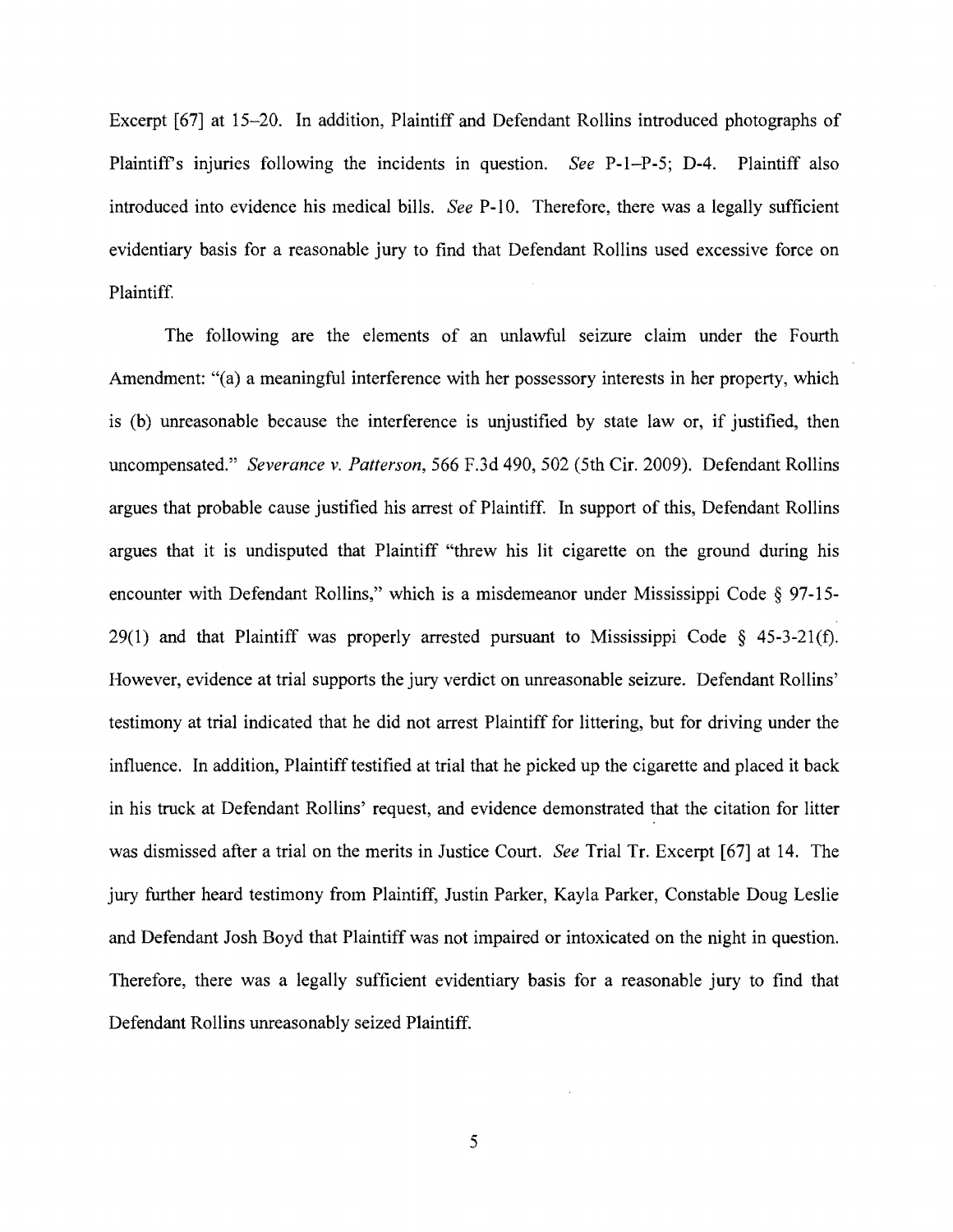Excerpt [67] at 15–20. In addition, Plaintiff and Defendant Rollins introduced photographs of Plaintiff's injuries following the incidents in question. *See* P-1–P-5; D-4. Plaintiff also introduced into evidence his medical bills. *See* P-10. Therefore, there was a legally sufficient evidentiary basis for a reasonable jury to find that Defendant Rollins used excessive force on Plaintiff.

The following are the elements of an unlawful seizure claim under the Fourth Amendment: "(a) a meaningful interference with her possessory interests in her property, which is (b) unreasonable because the interference is unjustified by state law or, if justified, then uncompensated." *Severance v. Patterson*, 566 F.3d 490, 502 (5th Cir. 2009). Defendant Rollins argues that probable cause justified his arrest of Plaintiff. In support of this, Defendant Rollins argues that it is undisputed that Plaintiff "threw his lit cigarette on the ground during his encounter with Defendant Rollins," which is a misdemeanor under Mississippi Code § 97-15-29(1) and that Plaintiff was properly arrested pursuant to Mississippi Code § 45-3-21(f). However, evidence at trial supports the jury verdict on unreasonable seizure. Defendant Rollins' testimony at trial indicated that he did not arrest Plaintiff for littering, but for driving under the influence. In addition, Plaintiff testified at trial that he picked up the cigarette and placed it back in his truck at Defendant Rollins' request, and evidence demonstrated that the citation for litter was dismissed after a trial on the merits in Justice Court. *See* Trial Tr. Excerpt [67] at 14. The jury further heard testimony from Plaintiff, Justin Parker, Kayla Parker, Constable Doug Leslie and Defendant Josh Boyd that Plaintiff was not impaired or intoxicated on the night in question. Therefore, there was a legally sufficient evidentiary basis for a reasonable jury to find that Defendant Rollins unreasonably seized Plaintiff.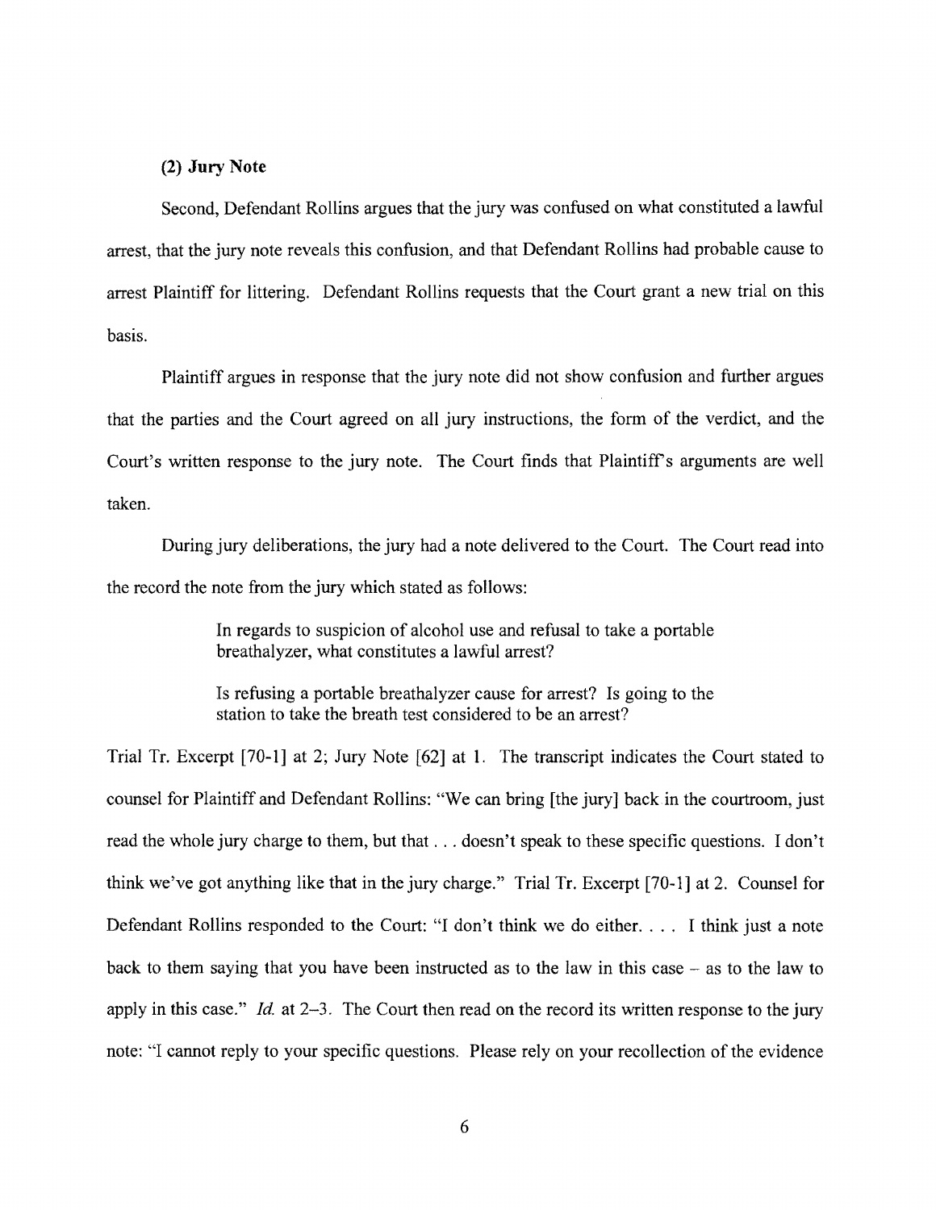### (2) Jury Note

Second, Defendant Rollins argues that the jury was confused on what constituted a lawful arrest, that the jury note reveals this confusion, and that Defendant Rollins had probable cause to arrest Plaintiff for littering. Defendant Rollins requests that the Court grant a new trial on this basis.

Plaintiff argues in response that the jury note did not show confusion and further argues that the parties and the Court agreed on all jury instructions, the form of the verdict, and the Court's written response to the jury note. The Court finds that Plaintiff's arguments are well taken.

During jury deliberations, the jury had a note delivered to the Court. The Court read into the record the note from the jury which stated as follows:

> In regards to suspicion of alcohol use and refusal to take a portable breathalyzer, what constitutes a lawful arrest?
>
> Is refusing a portable breathalyzer cause for arrest? Is going to the station to take the breath test considered to be an arrest?

Trial Tr. Excerpt [70-1] at 2; Jury Note [62] at 1. The transcript indicates the Court stated to counsel for Plaintiff and Defendant Rollins: "We can bring [the jury] back in the courtroom, just read the whole jury charge to them, but that . . . doesn't speak to these specific questions. I don't think we've got anything like that in the jury charge." Trial Tr. Excerpt [70-1] at 2. Counsel for Defendant Rollins responded to the Court: "I don't think we do either. . . . I think just a note back to them saying that you have been instructed as to the law in this case – as to the law to apply in this case." *Id.* at 2–3. The Court then read on the record its written response to the jury note: "I cannot reply to your specific questions. Please rely on your recollection of the evidence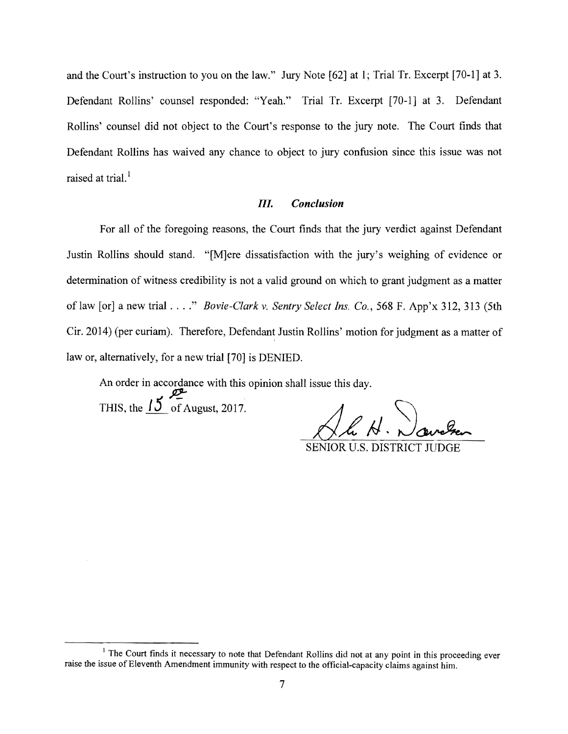and the Court's instruction to you on the law." Jury Note [62] at 1; Trial Tr. Excerpt [70-1] at 3. Defendant Rollins' counsel responded: "Yeah." Trial Tr. Excerpt [70-1] at 3. Defendant Rollins' counsel did not object to the Court's response to the jury note. The Court finds that Defendant Rollins has waived any chance to object to jury confusion since this issue was not raised at trial.[1]

### *III. Conclusion*

For all of the foregoing reasons, the Court finds that the jury verdict against Defendant Justin Rollins should stand. "[M]ere dissatisfaction with the jury's weighing of evidence or determination of witness credibility is not a valid ground on which to grant judgment as a matter of law [or] a new trial . . . ." *Bovie-Clark v. Sentry Select Ins. Co.*, 568 F. App'x 312, 313 (5th Cir. 2014) (per curiam). Therefore, Defendant Justin Rollins' motion for judgment as a matter of law or, alternatively, for a new trial [70] is DENIED.

An order in accordance with this opinion shall issue this day.

THIS, the 15th of August, 2017.

SENIOR U.S. DISTRICT JUDGE

---

[1] The Court finds it necessary to note that Defendant Rollins did not at any point in this proceeding ever raise the issue of Eleventh Amendment immunity with respect to the official-capacity claims against him.